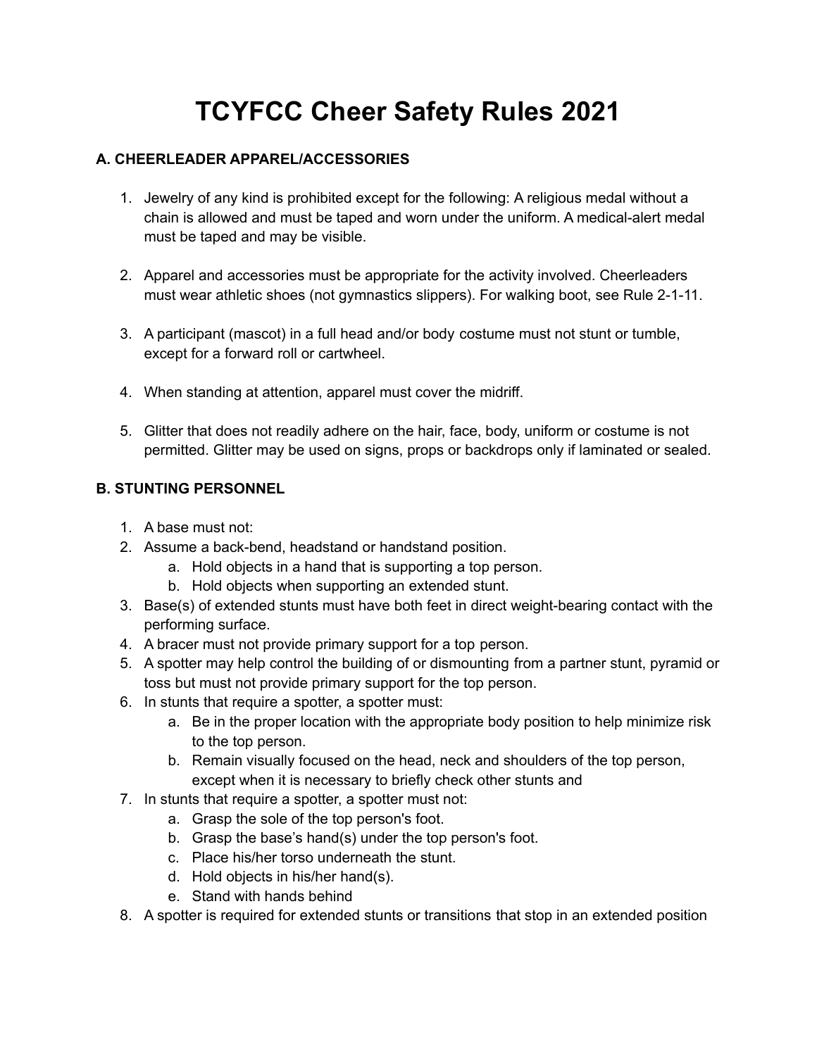# TCYFCC Cheer Safety Rules 2021

### A. CHEERLEADER APPAREL/ACCESSORIES

1. Jewelry of any kind is prohibited except for the following: A religious medal without a chain is allowed and must be taped and worn under the uniform. A medical-alert medal must be taped and may be visible.

2. Apparel and accessories must be appropriate for the activity involved. Cheerleaders must wear athletic shoes (not gymnastics slippers). For walking boot, see Rule 2-1-11.

3. A participant (mascot) in a full head and/or body costume must not stunt or tumble, except for a forward roll or cartwheel.

4. When standing at attention, apparel must cover the midriff.

5. Glitter that does not readily adhere on the hair, face, body, uniform or costume is not permitted. Glitter may be used on signs, props or backdrops only if laminated or sealed.

### B. STUNTING PERSONNEL

1. A base must not:
2. Assume a back-bend, headstand or handstand position.
   a. Hold objects in a hand that is supporting a top person.
   b. Hold objects when supporting an extended stunt.
3. Base(s) of extended stunts must have both feet in direct weight-bearing contact with the performing surface.
4. A bracer must not provide primary support for a top person.
5. A spotter may help control the building of or dismounting from a partner stunt, pyramid or toss but must not provide primary support for the top person.
6. In stunts that require a spotter, a spotter must:
   a. Be in the proper location with the appropriate body position to help minimize risk to the top person.
   b. Remain visually focused on the head, neck and shoulders of the top person, except when it is necessary to briefly check other stunts and
7. In stunts that require a spotter, a spotter must not:
   a. Grasp the sole of the top person's foot.
   b. Grasp the base's hand(s) under the top person's foot.
   c. Place his/her torso underneath the stunt.
   d. Hold objects in his/her hand(s).
   e. Stand with hands behind
8. A spotter is required for extended stunts or transitions that stop in an extended position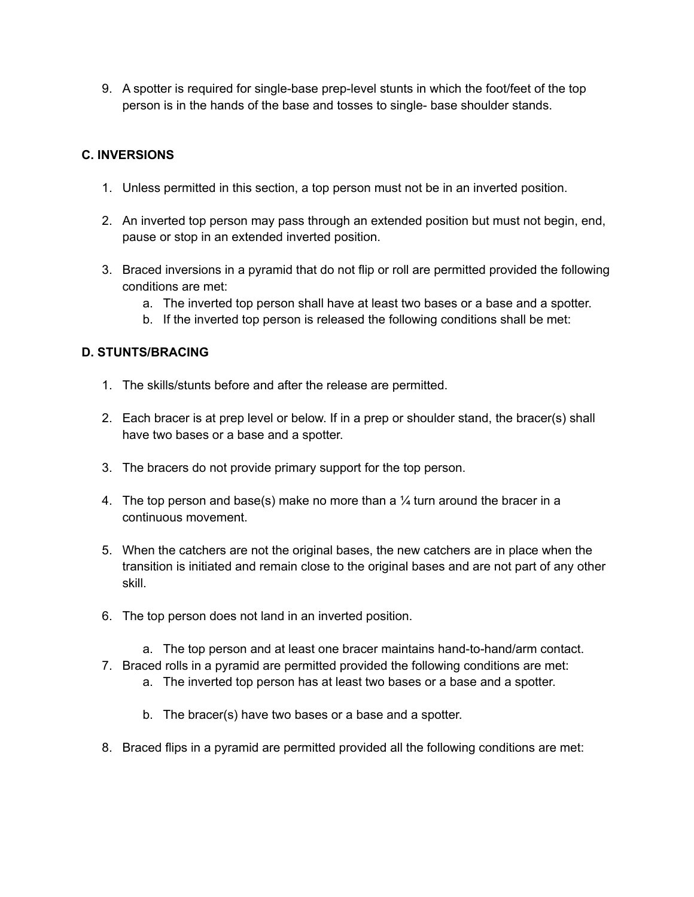9. A spotter is required for single-base prep-level stunts in which the foot/feet of the top person is in the hands of the base and tosses to single- base shoulder stands.

### C. INVERSIONS

1. Unless permitted in this section, a top person must not be in an inverted position.

2. An inverted top person may pass through an extended position but must not begin, end, pause or stop in an extended inverted position.

3. Braced inversions in a pyramid that do not flip or roll are permitted provided the following conditions are met:
   a. The inverted top person shall have at least two bases or a base and a spotter.
   b. If the inverted top person is released the following conditions shall be met:

### D. STUNTS/BRACING

1. The skills/stunts before and after the release are permitted.

2. Each bracer is at prep level or below. If in a prep or shoulder stand, the bracer(s) shall have two bases or a base and a spotter.

3. The bracers do not provide primary support for the top person.

4. The top person and base(s) make no more than a ¼ turn around the bracer in a continuous movement.

5. When the catchers are not the original bases, the new catchers are in place when the transition is initiated and remain close to the original bases and are not part of any other skill.

6. The top person does not land in an inverted position.

   a. The top person and at least one bracer maintains hand-to-hand/arm contact.

7. Braced rolls in a pyramid are permitted provided the following conditions are met:
   a. The inverted top person has at least two bases or a base and a spotter.

   b. The bracer(s) have two bases or a base and a spotter.

8. Braced flips in a pyramid are permitted provided all the following conditions are met: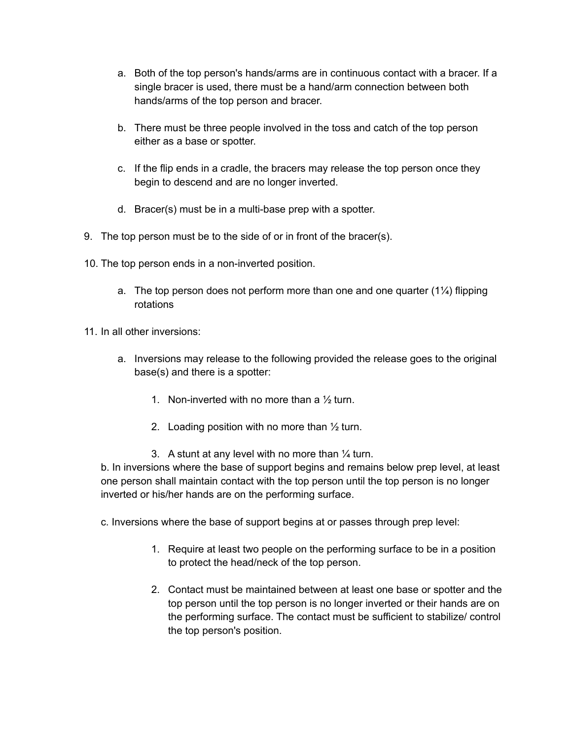a. Both of the top person's hands/arms are in continuous contact with a bracer. If a single bracer is used, there must be a hand/arm connection between both hands/arms of the top person and bracer.

   b. There must be three people involved in the toss and catch of the top person either as a base or spotter.

   c. If the flip ends in a cradle, the bracers may release the top person once they begin to descend and are no longer inverted.

   d. Bracer(s) must be in a multi-base prep with a spotter.

9. The top person must be to the side of or in front of the bracer(s).

10. The top person ends in a non-inverted position.

    a. The top person does not perform more than one and one quarter (1¼) flipping rotations

11. In all other inversions:

    a. Inversions may release to the following provided the release goes to the original base(s) and there is a spotter:

       1. Non-inverted with no more than a ½ turn.

       2. Loading position with no more than ½ turn.

       3. A stunt at any level with no more than ¼ turn.

    b. In inversions where the base of support begins and remains below prep level, at least one person shall maintain contact with the top person until the top person is no longer inverted or his/her hands are on the performing surface.

    c. Inversions where the base of support begins at or passes through prep level:

       1. Require at least two people on the performing surface to be in a position to protect the head/neck of the top person.

       2. Contact must be maintained between at least one base or spotter and the top person until the top person is no longer inverted or their hands are on the performing surface. The contact must be sufficient to stabilize/ control the top person's position.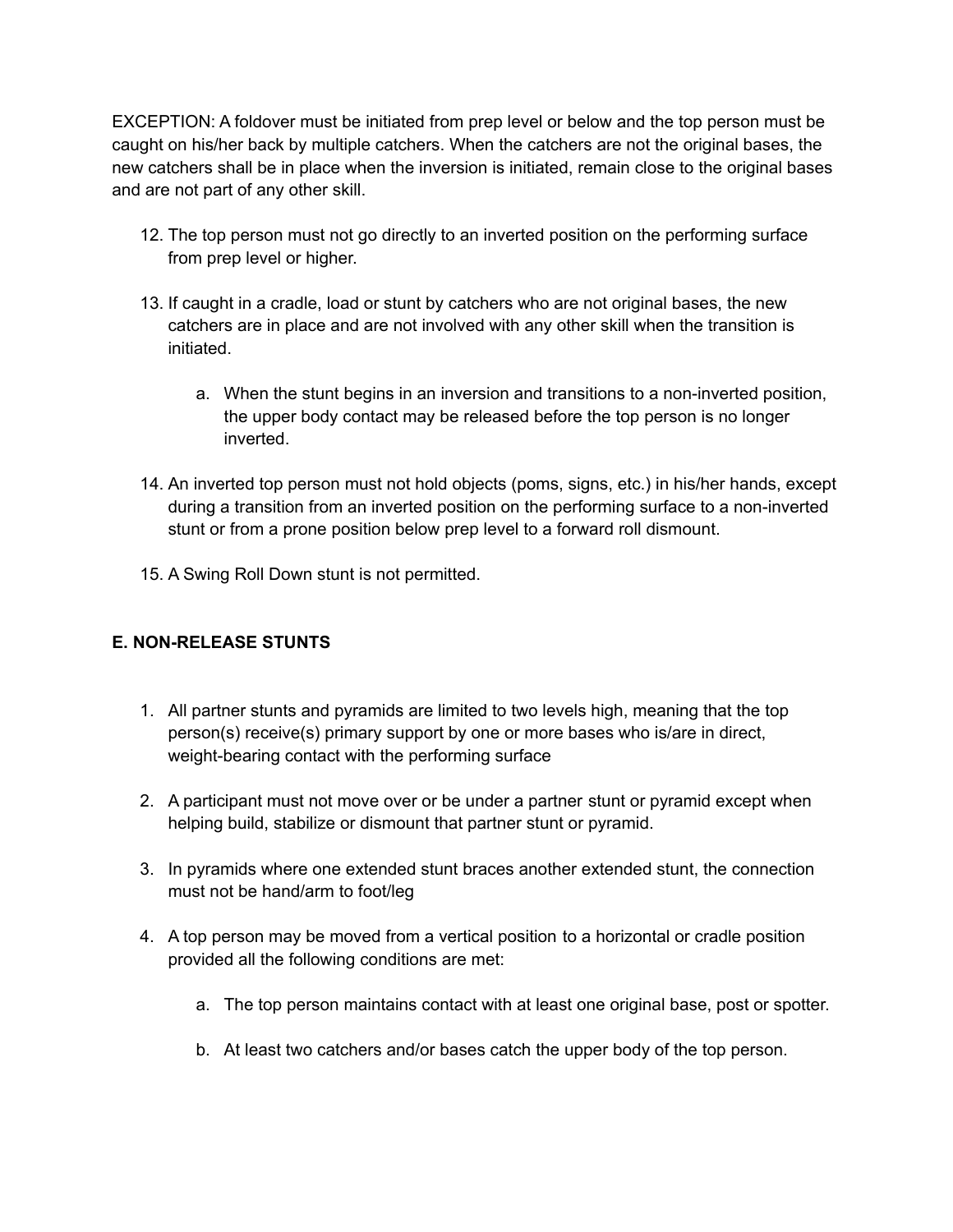EXCEPTION: A foldover must be initiated from prep level or below and the top person must be caught on his/her back by multiple catchers. When the catchers are not the original bases, the new catchers shall be in place when the inversion is initiated, remain close to the original bases and are not part of any other skill.

12. The top person must not go directly to an inverted position on the performing surface from prep level or higher.

13. If caught in a cradle, load or stunt by catchers who are not original bases, the new catchers are in place and are not involved with any other skill when the transition is initiated.

    a. When the stunt begins in an inversion and transitions to a non-inverted position, the upper body contact may be released before the top person is no longer inverted.

14. An inverted top person must not hold objects (poms, signs, etc.) in his/her hands, except during a transition from an inverted position on the performing surface to a non-inverted stunt or from a prone position below prep level to a forward roll dismount.

15. A Swing Roll Down stunt is not permitted.

## E. NON-RELEASE STUNTS

1. All partner stunts and pyramids are limited to two levels high, meaning that the top person(s) receive(s) primary support by one or more bases who is/are in direct, weight-bearing contact with the performing surface

2. A participant must not move over or be under a partner stunt or pyramid except when helping build, stabilize or dismount that partner stunt or pyramid.

3. In pyramids where one extended stunt braces another extended stunt, the connection must not be hand/arm to foot/leg

4. A top person may be moved from a vertical position to a horizontal or cradle position provided all the following conditions are met:

    a. The top person maintains contact with at least one original base, post or spotter.

    b. At least two catchers and/or bases catch the upper body of the top person.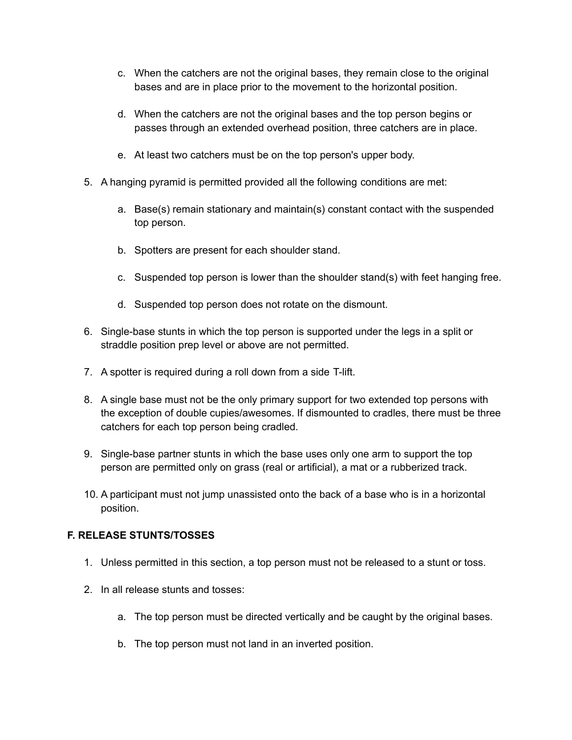c. When the catchers are not the original bases, they remain close to the original bases and are in place prior to the movement to the horizontal position.

   d. When the catchers are not the original bases and the top person begins or passes through an extended overhead position, three catchers are in place.

   e. At least two catchers must be on the top person's upper body.

5. A hanging pyramid is permitted provided all the following conditions are met:

   a. Base(s) remain stationary and maintain(s) constant contact with the suspended top person.

   b. Spotters are present for each shoulder stand.

   c. Suspended top person is lower than the shoulder stand(s) with feet hanging free.

   d. Suspended top person does not rotate on the dismount.

6. Single-base stunts in which the top person is supported under the legs in a split or straddle position prep level or above are not permitted.

7. A spotter is required during a roll down from a side T-lift.

8. A single base must not be the only primary support for two extended top persons with the exception of double cupies/awesomes. If dismounted to cradles, there must be three catchers for each top person being cradled.

9. Single-base partner stunts in which the base uses only one arm to support the top person are permitted only on grass (real or artificial), a mat or a rubberized track.

10. A participant must not jump unassisted onto the back of a base who is in a horizontal position.

**F. RELEASE STUNTS/TOSSES**

1. Unless permitted in this section, a top person must not be released to a stunt or toss.

2. In all release stunts and tosses:

   a. The top person must be directed vertically and be caught by the original bases.

   b. The top person must not land in an inverted position.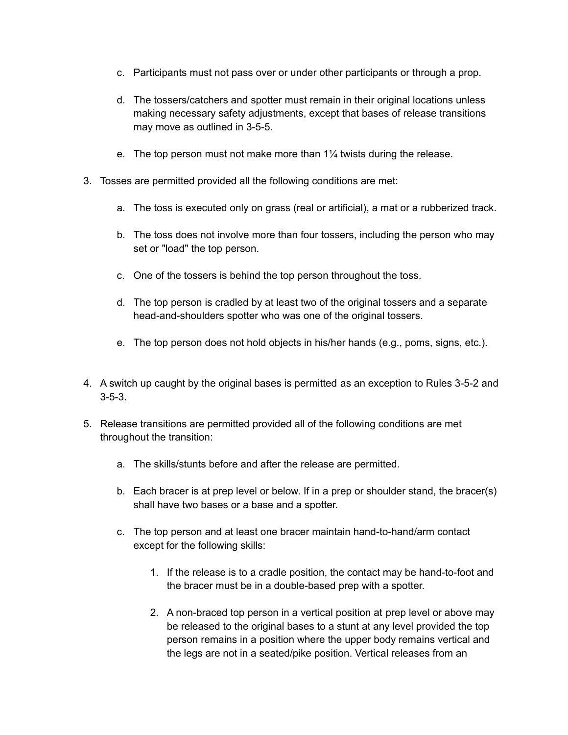c. Participants must not pass over or under other participants or through a prop.

d. The tossers/catchers and spotter must remain in their original locations unless making necessary safety adjustments, except that bases of release transitions may move as outlined in 3-5-5.

e. The top person must not make more than 1¼ twists during the release.

3. Tosses are permitted provided all the following conditions are met:

   a. The toss is executed only on grass (real or artificial), a mat or a rubberized track.

   b. The toss does not involve more than four tossers, including the person who may set or "load" the top person.

   c. One of the tossers is behind the top person throughout the toss.

   d. The top person is cradled by at least two of the original tossers and a separate head-and-shoulders spotter who was one of the original tossers.

   e. The top person does not hold objects in his/her hands (e.g., poms, signs, etc.).

4. A switch up caught by the original bases is permitted as an exception to Rules 3-5-2 and 3-5-3.

5. Release transitions are permitted provided all of the following conditions are met throughout the transition:

   a. The skills/stunts before and after the release are permitted.

   b. Each bracer is at prep level or below. If in a prep or shoulder stand, the bracer(s) shall have two bases or a base and a spotter.

   c. The top person and at least one bracer maintain hand-to-hand/arm contact except for the following skills:

      1. If the release is to a cradle position, the contact may be hand-to-foot and the bracer must be in a double-based prep with a spotter.

      2. A non-braced top person in a vertical position at prep level or above may be released to the original bases to a stunt at any level provided the top person remains in a position where the upper body remains vertical and the legs are not in a seated/pike position. Vertical releases from an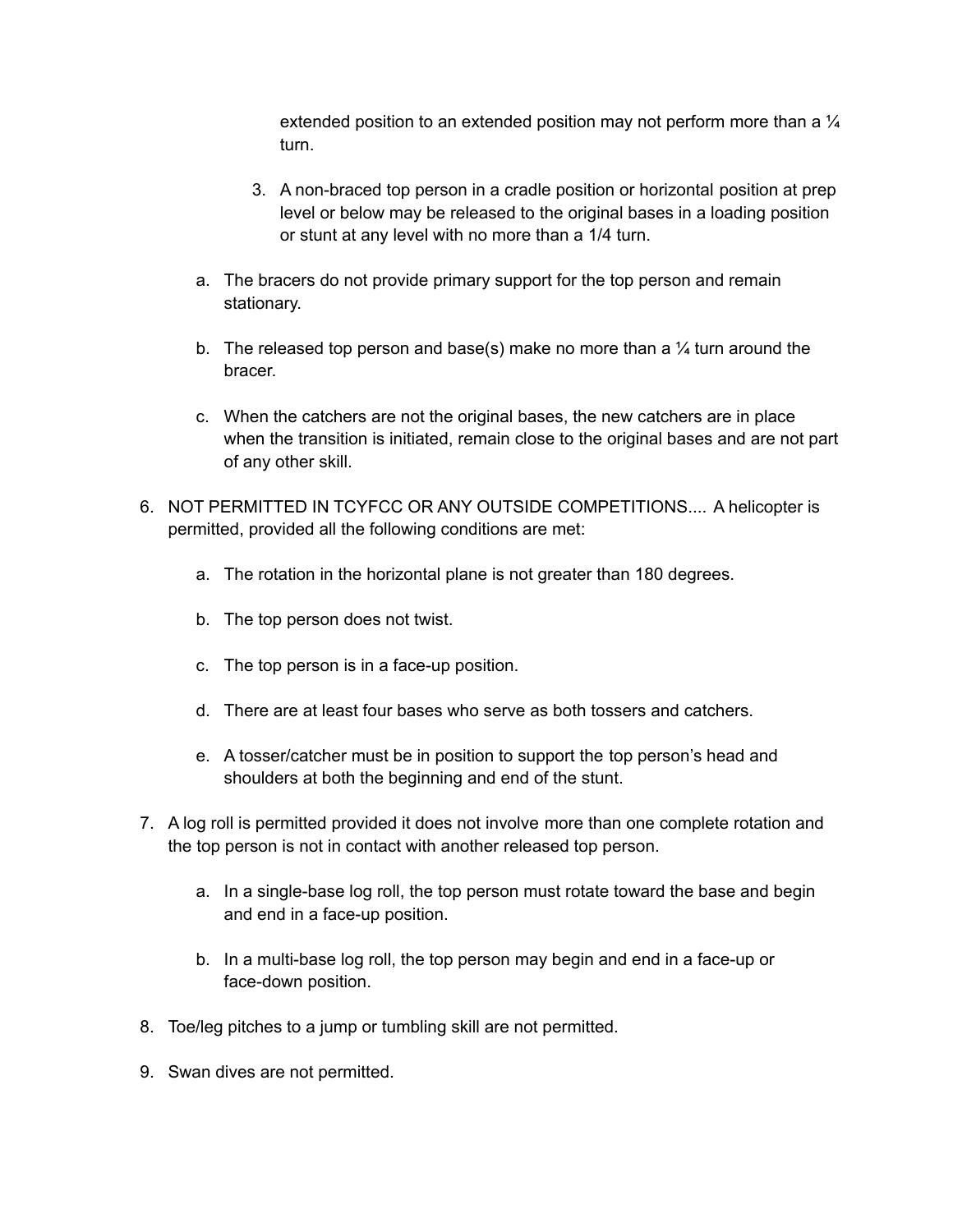extended position to an extended position may not perform more than a ¼ turn.

3. A non-braced top person in a cradle position or horizontal position at prep level or below may be released to the original bases in a loading position or stunt at any level with no more than a 1/4 turn.

a. The bracers do not provide primary support for the top person and remain stationary.

b. The released top person and base(s) make no more than a ¼ turn around the bracer.

c. When the catchers are not the original bases, the new catchers are in place when the transition is initiated, remain close to the original bases and are not part of any other skill.

6. NOT PERMITTED IN TCYFCC OR ANY OUTSIDE COMPETITIONS.... A helicopter is permitted, provided all the following conditions are met:

   a. The rotation in the horizontal plane is not greater than 180 degrees.

   b. The top person does not twist.

   c. The top person is in a face-up position.

   d. There are at least four bases who serve as both tossers and catchers.

   e. A tosser/catcher must be in position to support the top person's head and shoulders at both the beginning and end of the stunt.

7. A log roll is permitted provided it does not involve more than one complete rotation and the top person is not in contact with another released top person.

   a. In a single-base log roll, the top person must rotate toward the base and begin and end in a face-up position.

   b. In a multi-base log roll, the top person may begin and end in a face-up or face-down position.

8. Toe/leg pitches to a jump or tumbling skill are not permitted.

9. Swan dives are not permitted.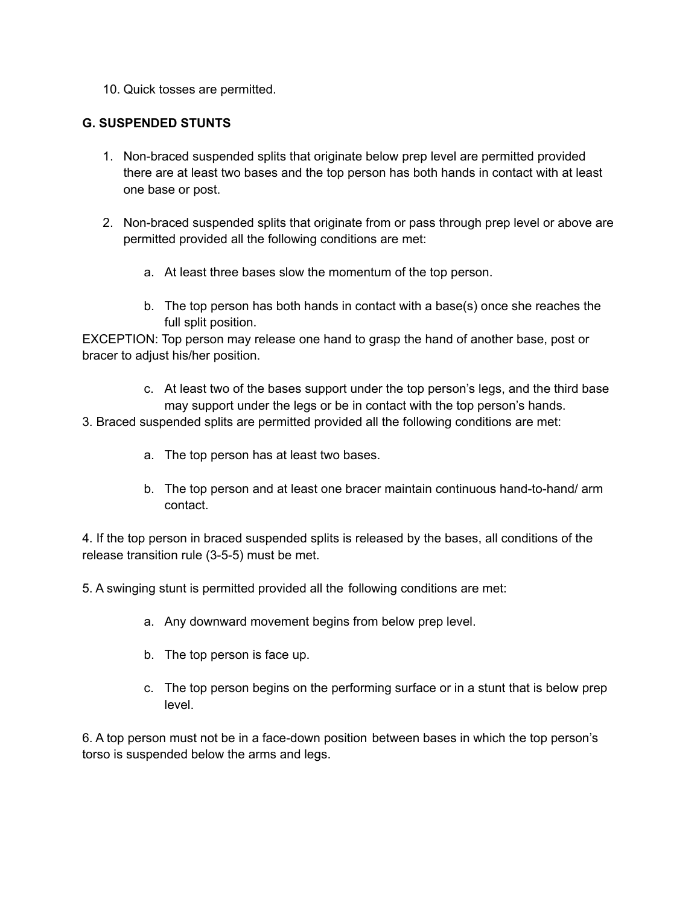10. Quick tosses are permitted.

**G. SUSPENDED STUNTS**

1. Non-braced suspended splits that originate below prep level are permitted provided there are at least two bases and the top person has both hands in contact with at least one base or post.

2. Non-braced suspended splits that originate from or pass through prep level or above are permitted provided all the following conditions are met:

    a. At least three bases slow the momentum of the top person.

    b. The top person has both hands in contact with a base(s) once she reaches the full split position.

EXCEPTION: Top person may release one hand to grasp the hand of another base, post or bracer to adjust his/her position.

    c. At least two of the bases support under the top person's legs, and the third base may support under the legs or be in contact with the top person's hands.

3. Braced suspended splits are permitted provided all the following conditions are met:

    a. The top person has at least two bases.

    b. The top person and at least one bracer maintain continuous hand-to-hand/ arm contact.

4. If the top person in braced suspended splits is released by the bases, all conditions of the release transition rule (3-5-5) must be met.

5. A swinging stunt is permitted provided all the following conditions are met:

    a. Any downward movement begins from below prep level.

    b. The top person is face up.

    c. The top person begins on the performing surface or in a stunt that is below prep level.

6. A top person must not be in a face-down position between bases in which the top person's torso is suspended below the arms and legs.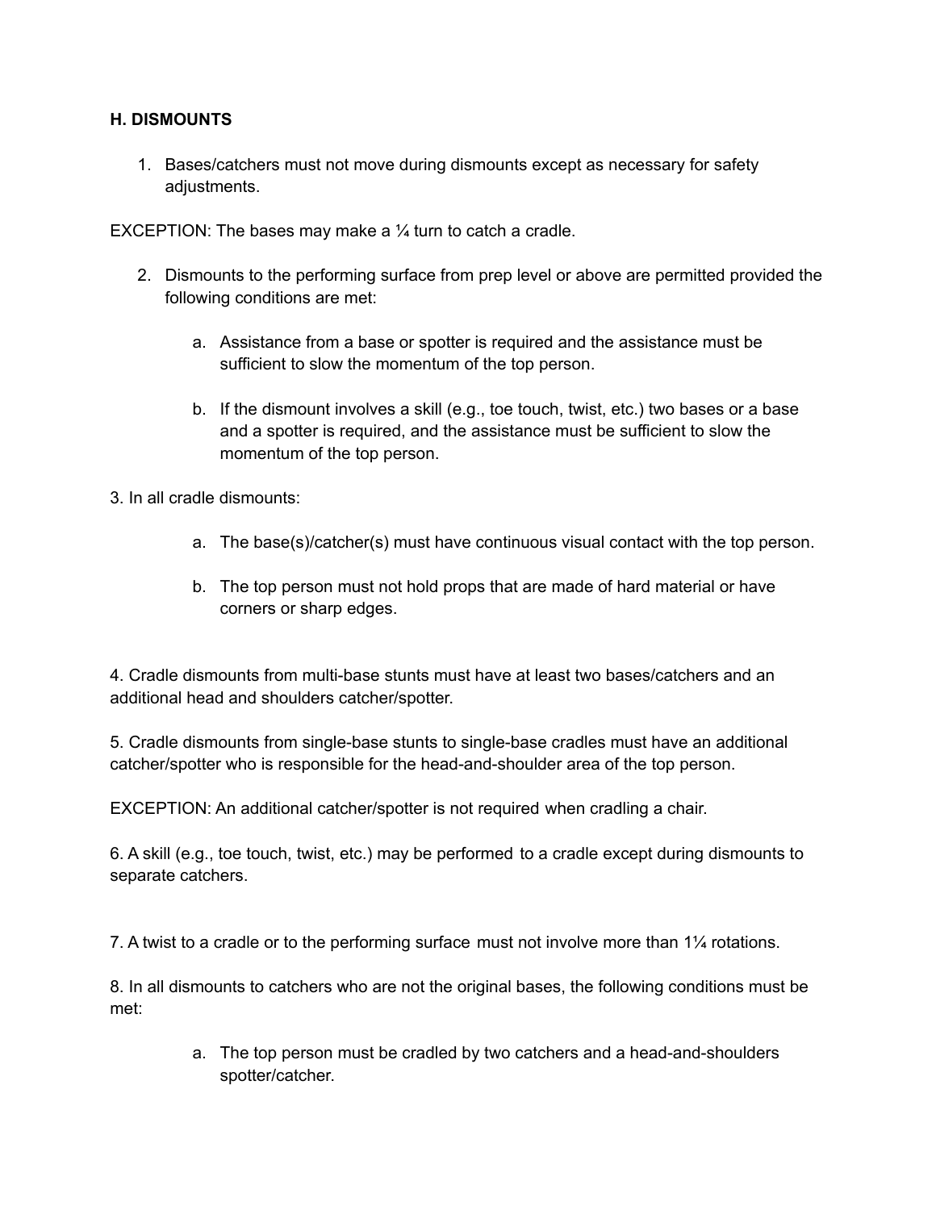**H. DISMOUNTS**

1. Bases/catchers must not move during dismounts except as necessary for safety adjustments.

EXCEPTION: The bases may make a ¼ turn to catch a cradle.

2. Dismounts to the performing surface from prep level or above are permitted provided the following conditions are met:
   a. Assistance from a base or spotter is required and the assistance must be sufficient to slow the momentum of the top person.
   b. If the dismount involves a skill (e.g., toe touch, twist, etc.) two bases or a base and a spotter is required, and the assistance must be sufficient to slow the momentum of the top person.

3. In all cradle dismounts:
   a. The base(s)/catcher(s) must have continuous visual contact with the top person.
   b. The top person must not hold props that are made of hard material or have corners or sharp edges.

4. Cradle dismounts from multi-base stunts must have at least two bases/catchers and an additional head and shoulders catcher/spotter.

5. Cradle dismounts from single-base stunts to single-base cradles must have an additional catcher/spotter who is responsible for the head-and-shoulder area of the top person.

EXCEPTION: An additional catcher/spotter is not required when cradling a chair.

6. A skill (e.g., toe touch, twist, etc.) may be performed to a cradle except during dismounts to separate catchers.

7. A twist to a cradle or to the performing surface must not involve more than 1¼ rotations.

8. In all dismounts to catchers who are not the original bases, the following conditions must be met:
   a. The top person must be cradled by two catchers and a head-and-shoulders spotter/catcher.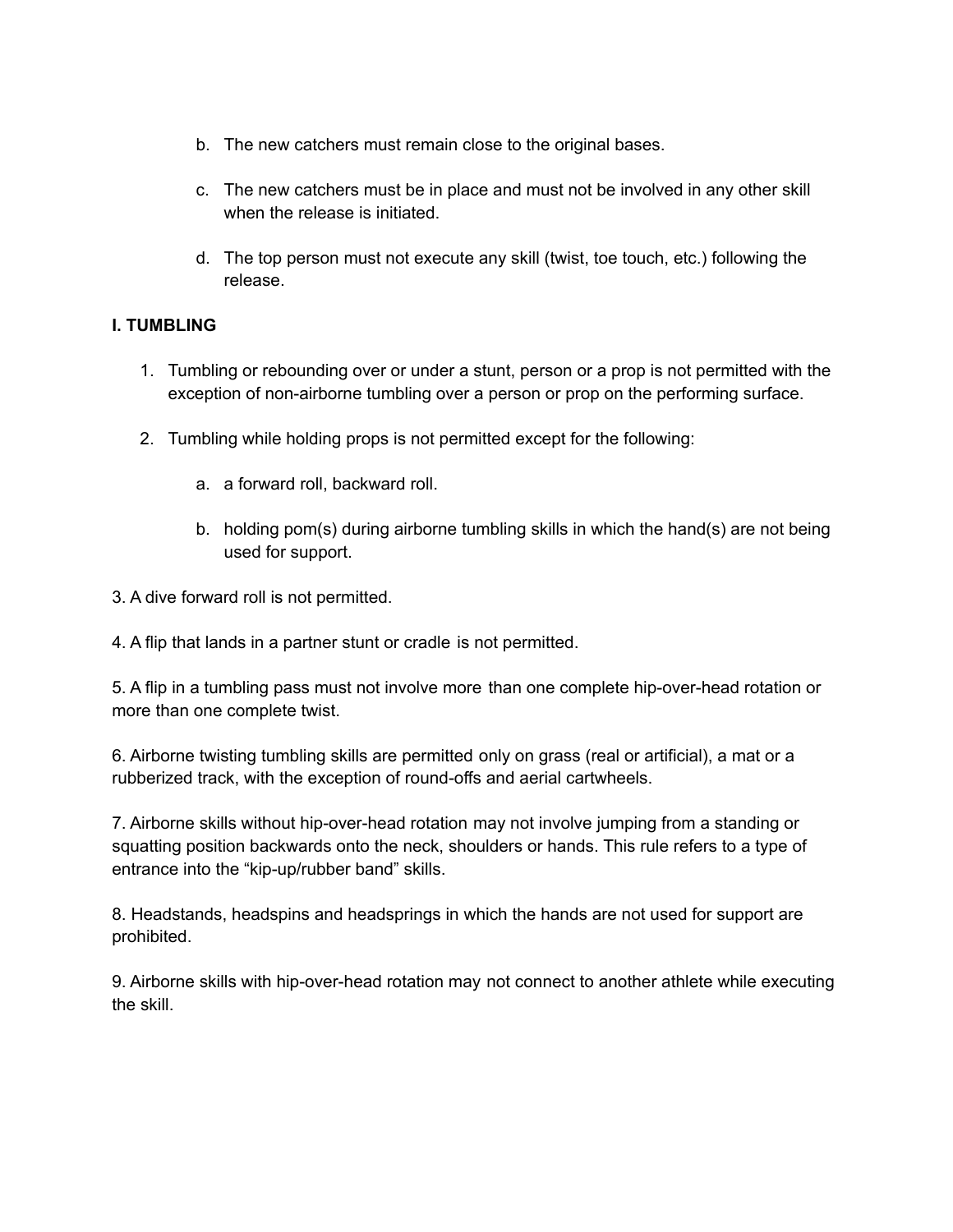b. The new catchers must remain close to the original bases.

c. The new catchers must be in place and must not be involved in any other skill when the release is initiated.

d. The top person must not execute any skill (twist, toe touch, etc.) following the release.

**I. TUMBLING**

1. Tumbling or rebounding over or under a stunt, person or a prop is not permitted with the exception of non-airborne tumbling over a person or prop on the performing surface.

2. Tumbling while holding props is not permitted except for the following:

   a. a forward roll, backward roll.

   b. holding pom(s) during airborne tumbling skills in which the hand(s) are not being used for support.

3. A dive forward roll is not permitted.

4. A flip that lands in a partner stunt or cradle is not permitted.

5. A flip in a tumbling pass must not involve more than one complete hip-over-head rotation or more than one complete twist.

6. Airborne twisting tumbling skills are permitted only on grass (real or artificial), a mat or a rubberized track, with the exception of round-offs and aerial cartwheels.

7. Airborne skills without hip-over-head rotation may not involve jumping from a standing or squatting position backwards onto the neck, shoulders or hands. This rule refers to a type of entrance into the “kip-up/rubber band” skills.

8. Headstands, headspins and headsprings in which the hands are not used for support are prohibited.

9. Airborne skills with hip-over-head rotation may not connect to another athlete while executing the skill.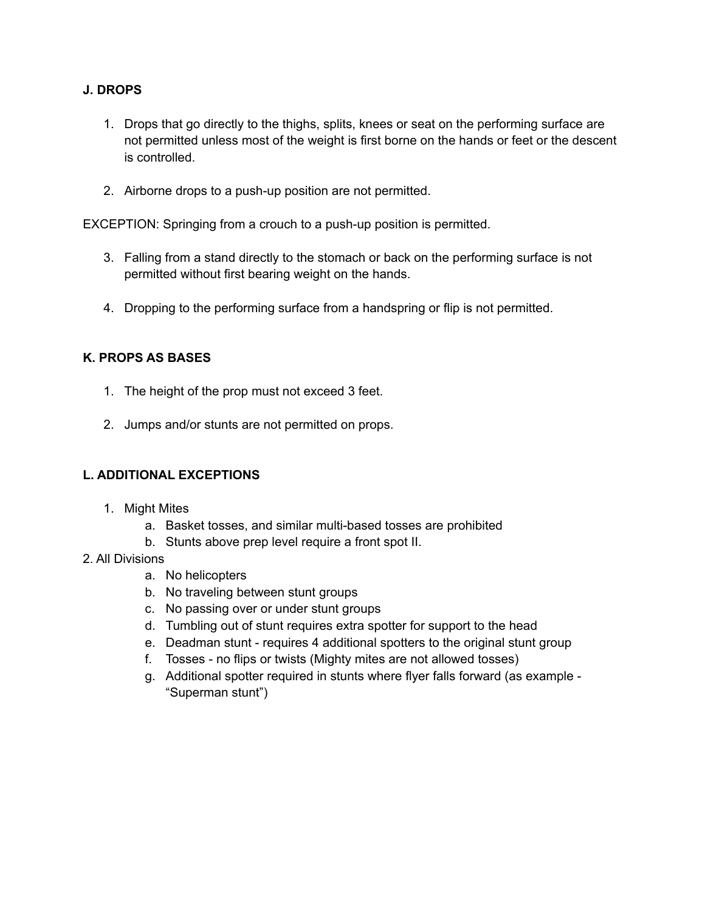**J. DROPS**

1. Drops that go directly to the thighs, splits, knees or seat on the performing surface are not permitted unless most of the weight is first borne on the hands or feet or the descent is controlled.

2. Airborne drops to a push-up position are not permitted.

EXCEPTION: Springing from a crouch to a push-up position is permitted.

3. Falling from a stand directly to the stomach or back on the performing surface is not permitted without first bearing weight on the hands.

4. Dropping to the performing surface from a handspring or flip is not permitted.

**K. PROPS AS BASES**

1. The height of the prop must not exceed 3 feet.

2. Jumps and/or stunts are not permitted on props.

**L. ADDITIONAL EXCEPTIONS**

1. Might Mites
    a. Basket tosses, and similar multi-based tosses are prohibited
    b. Stunts above prep level require a front spot II.

2. All Divisions
    a. No helicopters
    b. No traveling between stunt groups
    c. No passing over or under stunt groups
    d. Tumbling out of stunt requires extra spotter for support to the head
    e. Deadman stunt - requires 4 additional spotters to the original stunt group
    f. Tosses - no flips or twists (Mighty mites are not allowed tosses)
    g. Additional spotter required in stunts where flyer falls forward (as example - "Superman stunt")